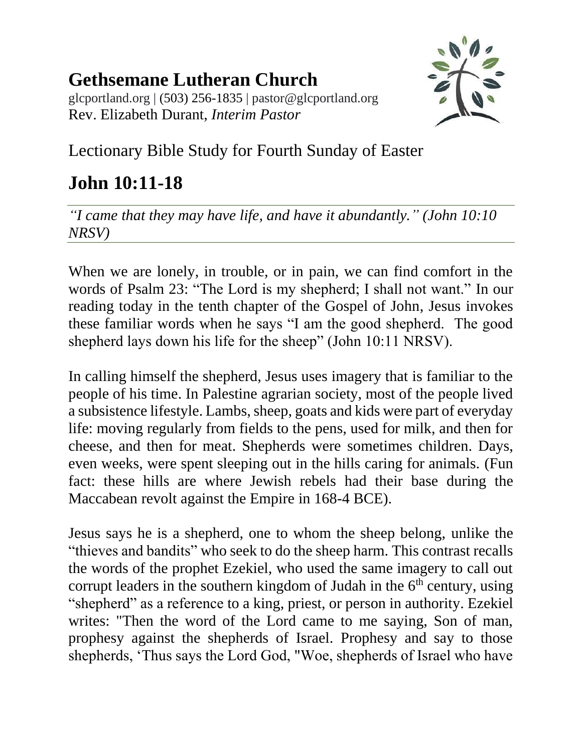# Gethsemane Lutheran Church

glcportland.org | (503) 256-1835 | pastor@glcportland.org
Rev. Elizabeth Durant, *Interim Pastor*

Lectionary Bible Study for Fourth Sunday of Easter

## John 10:11-18

---

*"I came that they may have life, and have it abundantly." (John 10:10 NRSV)*

---

When we are lonely, in trouble, or in pain, we can find comfort in the words of Psalm 23: "The Lord is my shepherd; I shall not want." In our reading today in the tenth chapter of the Gospel of John, Jesus invokes these familiar words when he says "I am the good shepherd. The good shepherd lays down his life for the sheep" (John 10:11 NRSV).

In calling himself the shepherd, Jesus uses imagery that is familiar to the people of his time. In Palestine agrarian society, most of the people lived a subsistence lifestyle. Lambs, sheep, goats and kids were part of everyday life: moving regularly from fields to the pens, used for milk, and then for cheese, and then for meat. Shepherds were sometimes children. Days, even weeks, were spent sleeping out in the hills caring for animals. (Fun fact: these hills are where Jewish rebels had their base during the Maccabean revolt against the Empire in 168-4 BCE).

Jesus says he is a shepherd, one to whom the sheep belong, unlike the "thieves and bandits" who seek to do the sheep harm. This contrast recalls the words of the prophet Ezekiel, who used the same imagery to call out corrupt leaders in the southern kingdom of Judah in the 6th century, using "shepherd" as a reference to a king, priest, or person in authority. Ezekiel writes: "Then the word of the Lord came to me saying, Son of man, prophesy against the shepherds of Israel. Prophesy and say to those shepherds, 'Thus says the Lord God, "Woe, shepherds of Israel who have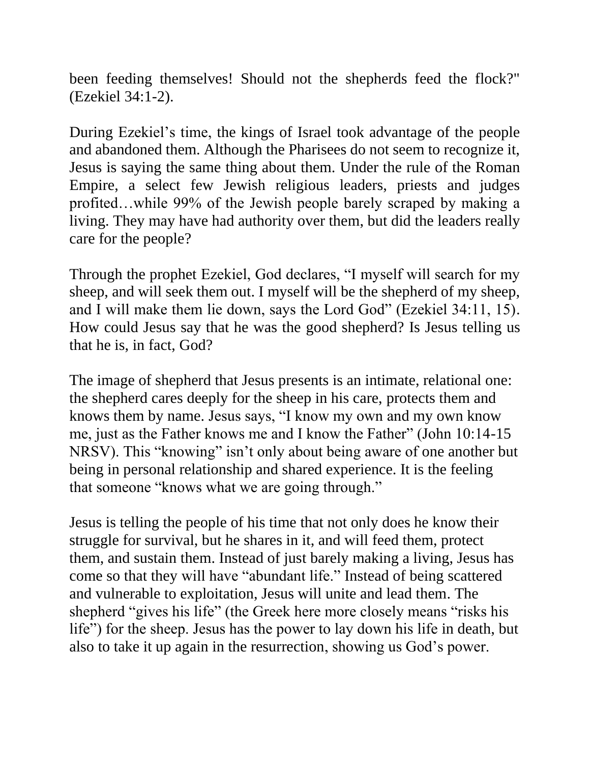been feeding themselves! Should not the shepherds feed the flock?" (Ezekiel 34:1-2).

During Ezekiel's time, the kings of Israel took advantage of the people and abandoned them. Although the Pharisees do not seem to recognize it, Jesus is saying the same thing about them. Under the rule of the Roman Empire, a select few Jewish religious leaders, priests and judges profited…while 99% of the Jewish people barely scraped by making a living. They may have had authority over them, but did the leaders really care for the people?

Through the prophet Ezekiel, God declares, "I myself will search for my sheep, and will seek them out. I myself will be the shepherd of my sheep, and I will make them lie down, says the Lord God" (Ezekiel 34:11, 15). How could Jesus say that he was the good shepherd? Is Jesus telling us that he is, in fact, God?

The image of shepherd that Jesus presents is an intimate, relational one: the shepherd cares deeply for the sheep in his care, protects them and knows them by name. Jesus says, "I know my own and my own know me, just as the Father knows me and I know the Father" (John 10:14-15 NRSV). This "knowing" isn't only about being aware of one another but being in personal relationship and shared experience. It is the feeling that someone "knows what we are going through."

Jesus is telling the people of his time that not only does he know their struggle for survival, but he shares in it, and will feed them, protect them, and sustain them. Instead of just barely making a living, Jesus has come so that they will have "abundant life." Instead of being scattered and vulnerable to exploitation, Jesus will unite and lead them. The shepherd "gives his life" (the Greek here more closely means "risks his life") for the sheep. Jesus has the power to lay down his life in death, but also to take it up again in the resurrection, showing us God's power.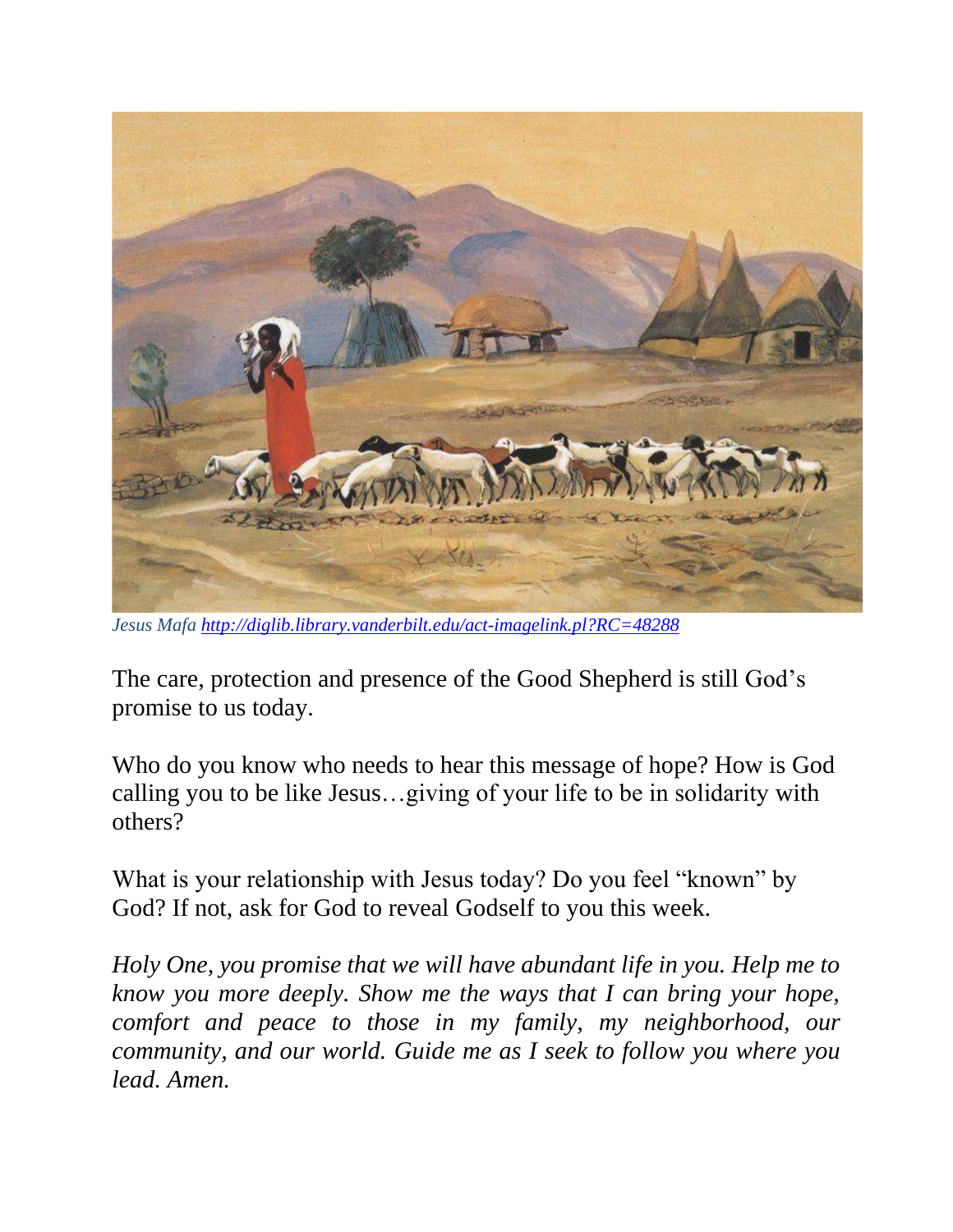*Jesus Mafa* http://diglib.library.vanderbilt.edu/act-imagelink.pl?RC=48288

The care, protection and presence of the Good Shepherd is still God's promise to us today.

Who do you know who needs to hear this message of hope? How is God calling you to be like Jesus…giving of your life to be in solidarity with others?

What is your relationship with Jesus today? Do you feel "known" by God? If not, ask for God to reveal Godself to you this week.

*Holy One, you promise that we will have abundant life in you. Help me to know you more deeply. Show me the ways that I can bring your hope, comfort and peace to those in my family, my neighborhood, our community, and our world. Guide me as I seek to follow you where you lead. Amen.*